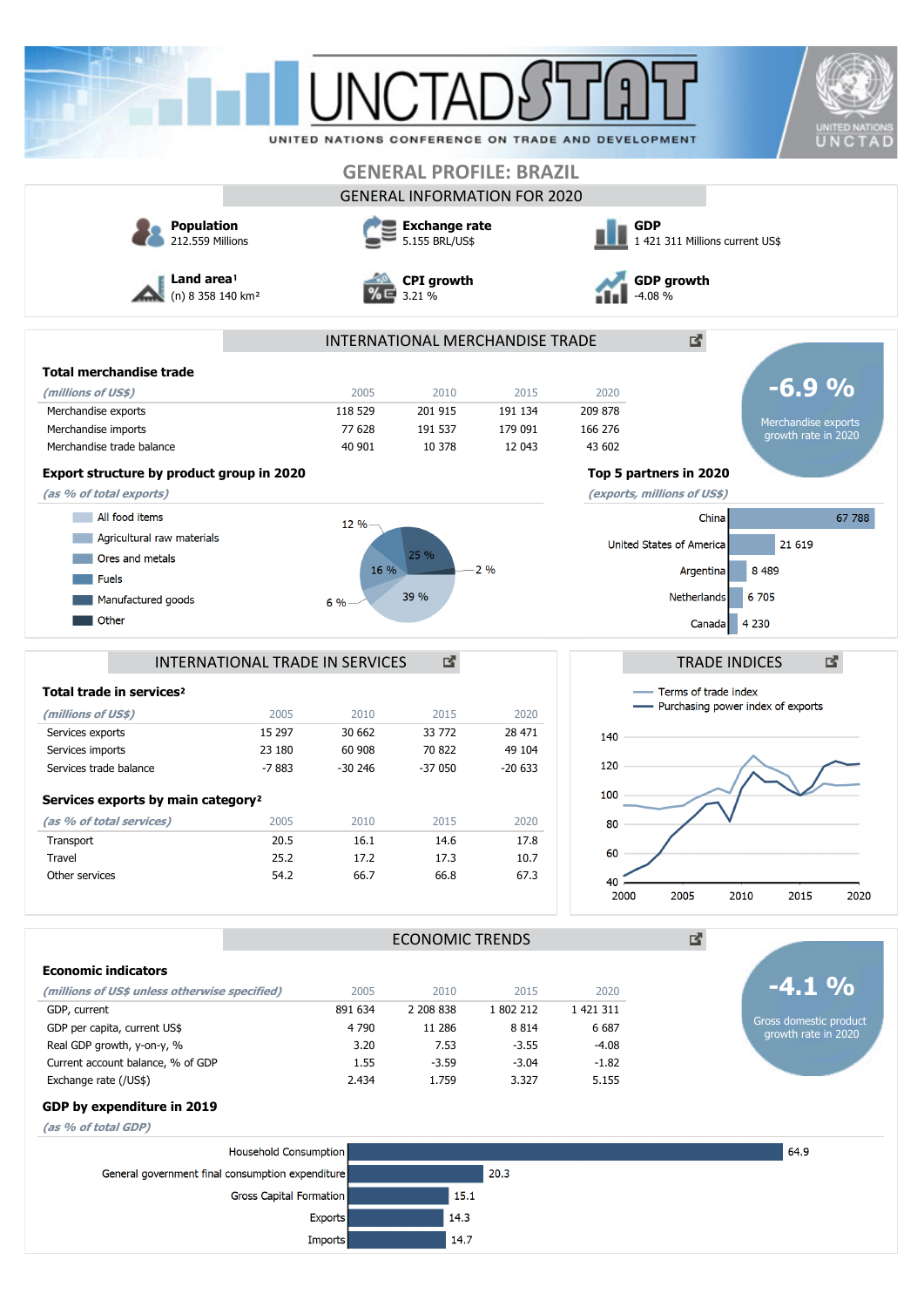# GENERAL PROFILE: BRAZIL

## GENERAL INFORMATION FOR 2020

**Population**
212.559 Millions

**Exchange rate**
5.155 BRL/US$

**GDP**
1 421 311 Millions current US$

**Land area**[1]
(n) 8 358 140 km²

**CPI growth**
3.21 %

**GDP growth**
-4.08 %

## INTERNATIONAL MERCHANDISE TRADE

### Total merchandise trade

| *(millions of US$)* | 2005 | 2010 | 2015 | 2020 |
|---|---|---|---|---|
| Merchandise exports | 118 529 | 201 915 | 191 134 | 209 878 |
| Merchandise imports | 77 628 | 191 537 | 179 091 | 166 276 |
| Merchandise trade balance | 40 901 | 10 378 | 12 043 | 43 602 |

**-6.9 %**
Merchandise exports growth rate in 2020

### Export structure by product group in 2020

*(as % of total exports)*

- All food items: 39 %
- Agricultural raw materials: 6 %
- Ores and metals: 16 %
- Fuels: 12 %
- Manufactured goods: 25 %
- Other: 2 %

### Top 5 partners in 2020

*(exports, millions of US$)*

| Partner | Exports |
|---|---|
| China | 67 788 |
| United States of America | 21 619 |
| Argentina | 8 489 |
| Netherlands | 6 705 |
| Canada | 4 230 |

## INTERNATIONAL TRADE IN SERVICES

### Total trade in services[2]

| *(millions of US$)* | 2005 | 2010 | 2015 | 2020 |
|---|---|---|---|---|
| Services exports | 15 297 | 30 662 | 33 772 | 28 471 |
| Services imports | 23 180 | 60 908 | 70 822 | 49 104 |
| Services trade balance | -7 883 | -30 246 | -37 050 | -20 633 |

### Services exports by main category[2]

| *(as % of total services)* | 2005 | 2010 | 2015 | 2020 |
|---|---|---|---|---|
| Transport | 20.5 | 16.1 | 14.6 | 17.8 |
| Travel | 25.2 | 17.2 | 17.3 | 10.7 |
| Other services | 54.2 | 66.7 | 66.8 | 67.3 |

## TRADE INDICES

Chart legend: Terms of trade index; Purchasing power index of exports (2000–2020)

## ECONOMIC TRENDS

### Economic indicators

| *(millions of US$ unless otherwise specified)* | 2005 | 2010 | 2015 | 2020 |
|---|---|---|---|---|
| GDP, current | 891 634 | 2 208 838 | 1 802 212 | 1 421 311 |
| GDP per capita, current US$ | 4 790 | 11 286 | 8 814 | 6 687 |
| Real GDP growth, y-on-y, % | 3.20 | 7.53 | -3.55 | -4.08 |
| Current account balance, % of GDP | 1.55 | -3.59 | -3.04 | -1.82 |
| Exchange rate (/US$) | 2.434 | 1.759 | 3.327 | 5.155 |

**-4.1 %**
Gross domestic product growth rate in 2020

### GDP by expenditure in 2019

*(as % of total GDP)*

| Component | % |
|---|---|
| Household Consumption | 64.9 |
| General government final consumption expenditure | 20.3 |
| Gross Capital Formation | 15.1 |
| Exports | 14.3 |
| Imports | 14.7 |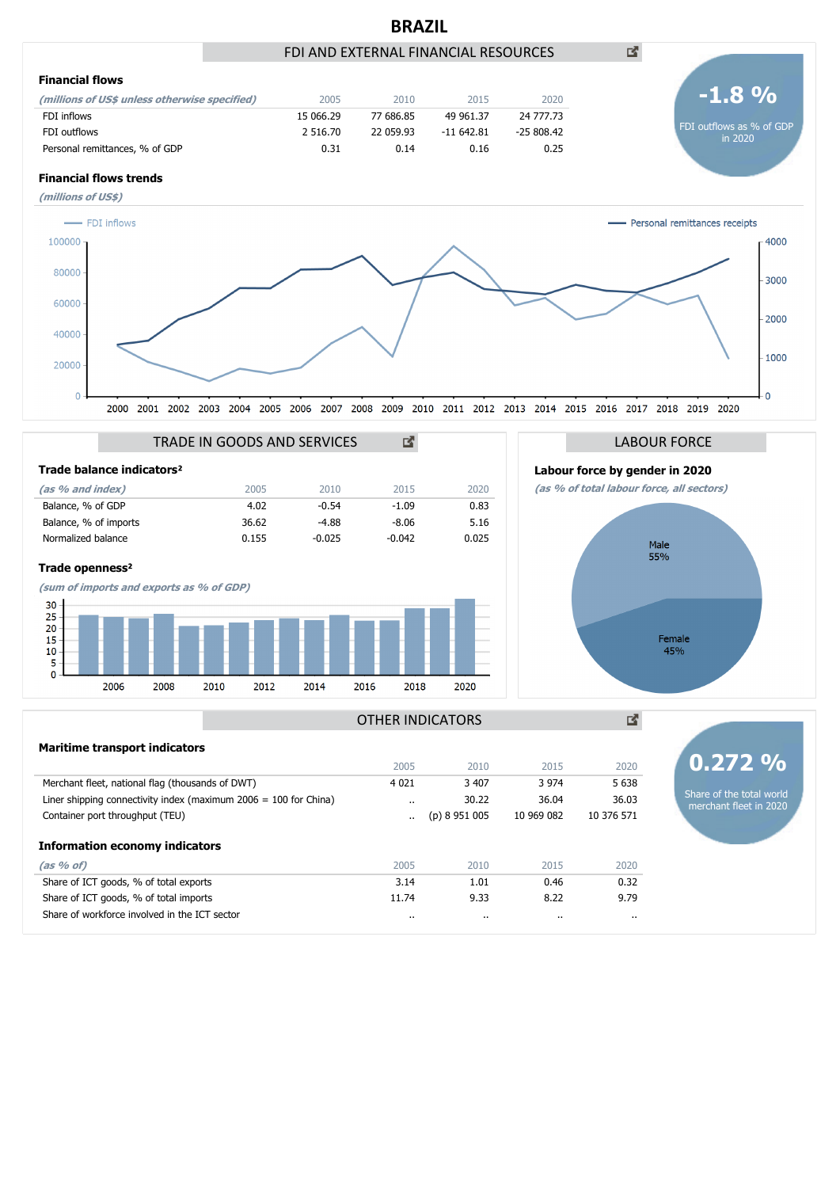# BRAZIL

## FDI AND EXTERNAL FINANCIAL RESOURCES

### Financial flows

| *(millions of US$ unless otherwise specified)* | 2005 | 2010 | 2015 | 2020 |
|---|---|---|---|---|
| FDI inflows | 15 066.29 | 77 686.85 | 49 961.37 | 24 777.73 |
| FDI outflows | 2 516.70 | 22 059.93 | -11 642.81 | -25 808.42 |
| Personal remittances, % of GDP | 0.31 | 0.14 | 0.16 | 0.25 |

**-1.8 %**
FDI outflows as % of GDP in 2020

### Financial flows trends

*(millions of US$)*

FDI inflows — Personal remittances receipts

## TRADE IN GOODS AND SERVICES

### Trade balance indicators²

| *(as % and index)* | 2005 | 2010 | 2015 | 2020 |
|---|---|---|---|---|
| Balance, % of GDP | 4.02 | -0.54 | -1.09 | 0.83 |
| Balance, % of imports | 36.62 | -4.88 | -8.06 | 5.16 |
| Normalized balance | 0.155 | -0.025 | -0.042 | 0.025 |

### Trade openness²

*(sum of imports and exports as % of GDP)*

## LABOUR FORCE

### Labour force by gender in 2020

*(as % of total labour force, all sectors)*

Male 55%
Female 45%

## OTHER INDICATORS

### Maritime transport indicators

| | 2005 | 2010 | 2015 | 2020 |
|---|---|---|---|---|
| Merchant fleet, national flag (thousands of DWT) | 4 021 | 3 407 | 3 974 | 5 638 |
| Liner shipping connectivity index (maximum 2006 = 100 for China) | .. | 30.22 | 36.04 | 36.03 |
| Container port throughput (TEU) | .. | (p) 8 951 005 | 10 969 082 | 10 376 571 |

**0.272 %**
Share of the total world merchant fleet in 2020

### Information economy indicators

| *(as % of)* | 2005 | 2010 | 2015 | 2020 |
|---|---|---|---|---|
| Share of ICT goods, % of total exports | 3.14 | 1.01 | 0.46 | 0.32 |
| Share of ICT goods, % of total imports | 11.74 | 9.33 | 8.22 | 9.79 |
| Share of workforce involved in the ICT sector | .. | .. | .. | .. |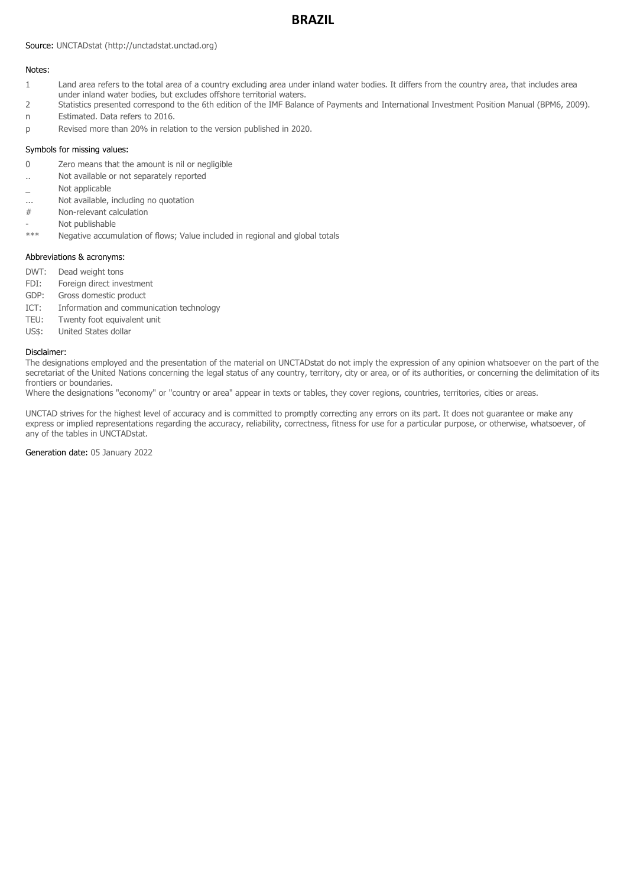# BRAZIL

Source: UNCTADstat (http://unctadstat.unctad.org)

Notes:

| | |
|---|---|
| 1 | Land area refers to the total area of a country excluding area under inland water bodies. It differs from the country area, that includes area under inland water bodies, but excludes offshore territorial waters. |
| 2 | Statistics presented correspond to the 6th edition of the IMF Balance of Payments and International Investment Position Manual (BPM6, 2009). |
| n | Estimated. Data refers to 2016. |
| p | Revised more than 20% in relation to the version published in 2020. |

Symbols for missing values:

| | |
|---|---|
| 0 | Zero means that the amount is nil or negligible |
| .. | Not available or not separately reported |
| _ | Not applicable |
| ... | Not available, including no quotation |
| # | Non-relevant calculation |
| - | Not publishable |
| *** | Negative accumulation of flows; Value included in regional and global totals |

Abbreviations & acronyms:

| | |
|---|---|
| DWT: | Dead weight tons |
| FDI: | Foreign direct investment |
| GDP: | Gross domestic product |
| ICT: | Information and communication technology |
| TEU: | Twenty foot equivalent unit |
| US$: | United States dollar |

Disclaimer:
The designations employed and the presentation of the material on UNCTADstat do not imply the expression of any opinion whatsoever on the part of the secretariat of the United Nations concerning the legal status of any country, territory, city or area, or of its authorities, or concerning the delimitation of its frontiers or boundaries.
Where the designations "economy" or "country or area" appear in texts or tables, they cover regions, countries, territories, cities or areas.

UNCTAD strives for the highest level of accuracy and is committed to promptly correcting any errors on its part. It does not guarantee or make any express or implied representations regarding the accuracy, reliability, correctness, fitness for use for a particular purpose, or otherwise, whatsoever, of any of the tables in UNCTADstat.

Generation date: 05 January 2022